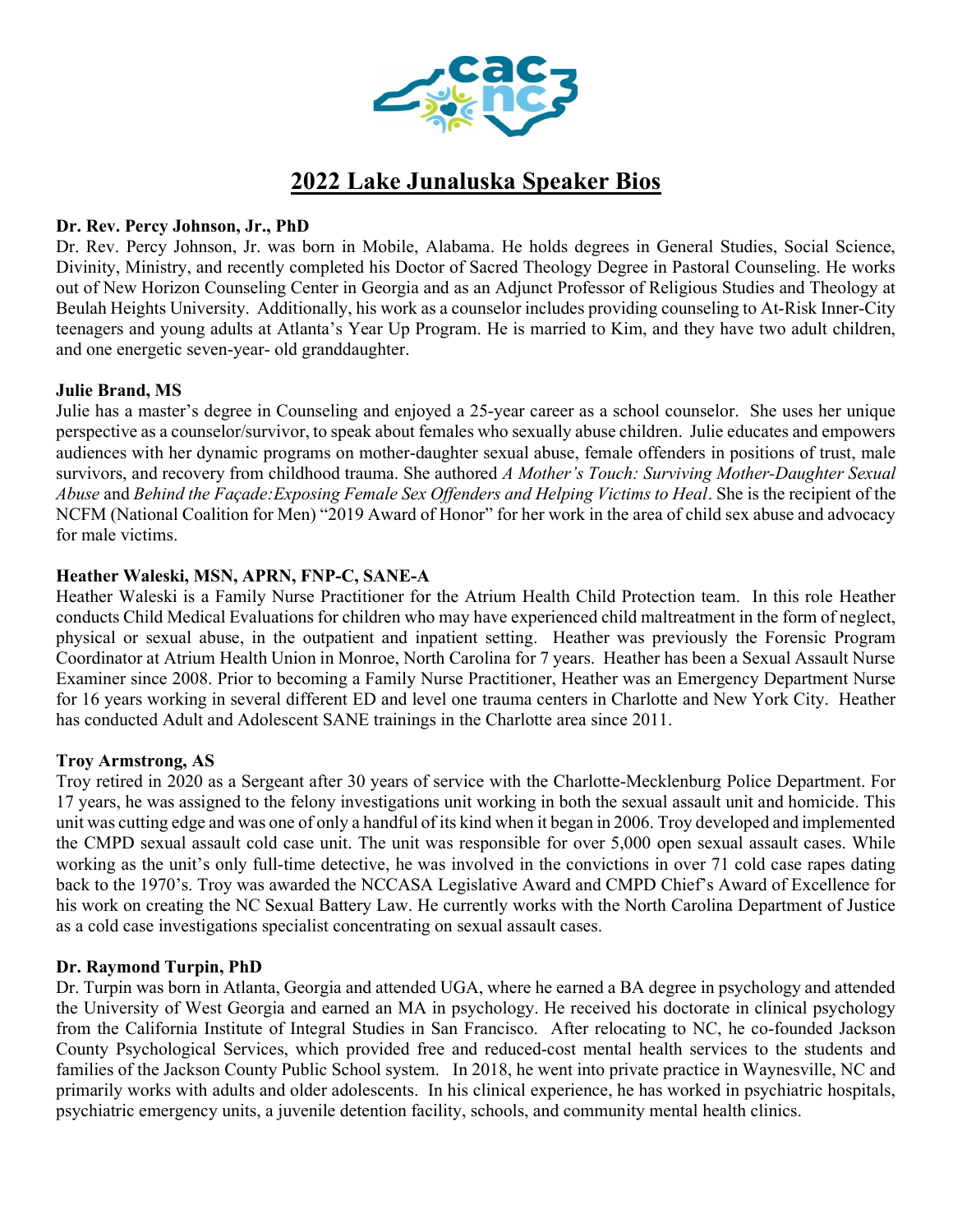# 2022 Lake Junaluska Speaker Bios

**Dr. Rev. Percy Johnson, Jr., PhD**

Dr. Rev. Percy Johnson, Jr. was born in Mobile, Alabama. He holds degrees in General Studies, Social Science, Divinity, Ministry, and recently completed his Doctor of Sacred Theology Degree in Pastoral Counseling. He works out of New Horizon Counseling Center in Georgia and as an Adjunct Professor of Religious Studies and Theology at Beulah Heights University. Additionally, his work as a counselor includes providing counseling to At-Risk Inner-City teenagers and young adults at Atlanta's Year Up Program. He is married to Kim, and they have two adult children, and one energetic seven-year- old granddaughter.

**Julie Brand, MS**

Julie has a master's degree in Counseling and enjoyed a 25-year career as a school counselor. She uses her unique perspective as a counselor/survivor, to speak about females who sexually abuse children. Julie educates and empowers audiences with her dynamic programs on mother-daughter sexual abuse, female offenders in positions of trust, male survivors, and recovery from childhood trauma. She authored *A Mother's Touch: Surviving Mother-Daughter Sexual Abuse* and *Behind the Façade:Exposing Female Sex Offenders and Helping Victims to Heal*. She is the recipient of the NCFM (National Coalition for Men) "2019 Award of Honor" for her work in the area of child sex abuse and advocacy for male victims.

**Heather Waleski, MSN, APRN, FNP-C, SANE-A**

Heather Waleski is a Family Nurse Practitioner for the Atrium Health Child Protection team. In this role Heather conducts Child Medical Evaluations for children who may have experienced child maltreatment in the form of neglect, physical or sexual abuse, in the outpatient and inpatient setting. Heather was previously the Forensic Program Coordinator at Atrium Health Union in Monroe, North Carolina for 7 years. Heather has been a Sexual Assault Nurse Examiner since 2008. Prior to becoming a Family Nurse Practitioner, Heather was an Emergency Department Nurse for 16 years working in several different ED and level one trauma centers in Charlotte and New York City. Heather has conducted Adult and Adolescent SANE trainings in the Charlotte area since 2011.

**Troy Armstrong, AS**

Troy retired in 2020 as a Sergeant after 30 years of service with the Charlotte-Mecklenburg Police Department. For 17 years, he was assigned to the felony investigations unit working in both the sexual assault unit and homicide. This unit was cutting edge and was one of only a handful of its kind when it began in 2006. Troy developed and implemented the CMPD sexual assault cold case unit. The unit was responsible for over 5,000 open sexual assault cases. While working as the unit's only full-time detective, he was involved in the convictions in over 71 cold case rapes dating back to the 1970's. Troy was awarded the NCCASA Legislative Award and CMPD Chief's Award of Excellence for his work on creating the NC Sexual Battery Law. He currently works with the North Carolina Department of Justice as a cold case investigations specialist concentrating on sexual assault cases.

**Dr. Raymond Turpin, PhD**

Dr. Turpin was born in Atlanta, Georgia and attended UGA, where he earned a BA degree in psychology and attended the University of West Georgia and earned an MA in psychology. He received his doctorate in clinical psychology from the California Institute of Integral Studies in San Francisco. After relocating to NC, he co-founded Jackson County Psychological Services, which provided free and reduced-cost mental health services to the students and families of the Jackson County Public School system. In 2018, he went into private practice in Waynesville, NC and primarily works with adults and older adolescents. In his clinical experience, he has worked in psychiatric hospitals, psychiatric emergency units, a juvenile detention facility, schools, and community mental health clinics.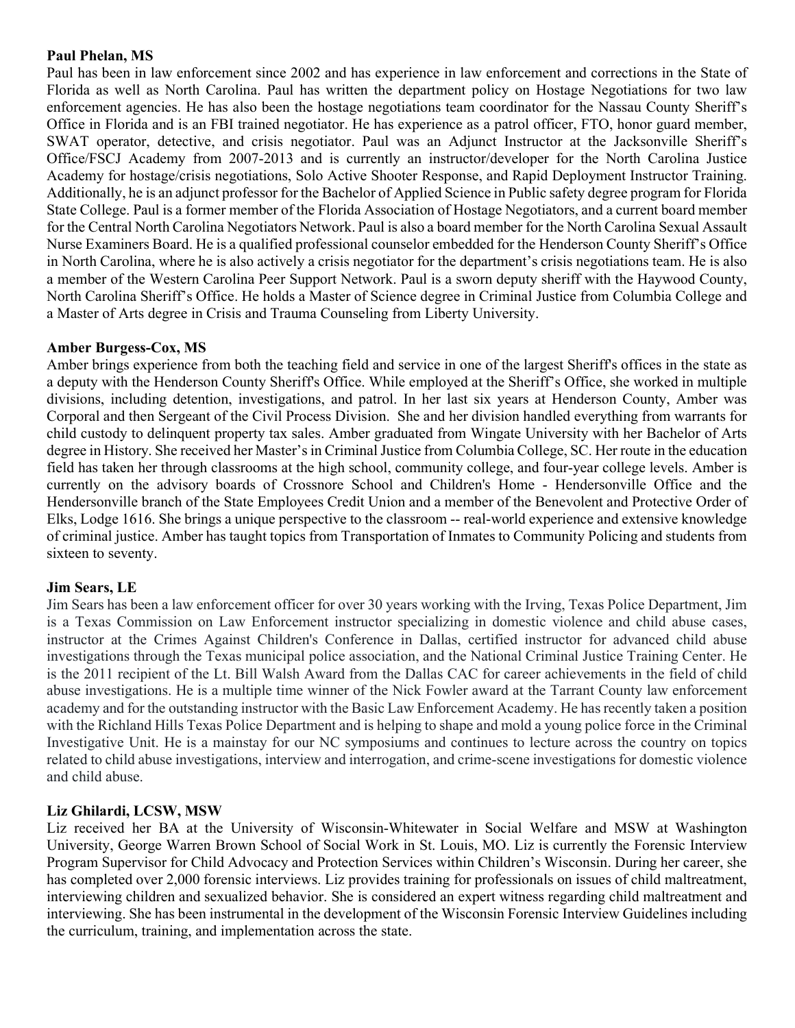**Paul Phelan, MS**

Paul has been in law enforcement since 2002 and has experience in law enforcement and corrections in the State of Florida as well as North Carolina. Paul has written the department policy on Hostage Negotiations for two law enforcement agencies. He has also been the hostage negotiations team coordinator for the Nassau County Sheriff's Office in Florida and is an FBI trained negotiator. He has experience as a patrol officer, FTO, honor guard member, SWAT operator, detective, and crisis negotiator. Paul was an Adjunct Instructor at the Jacksonville Sheriff's Office/FSCJ Academy from 2007-2013 and is currently an instructor/developer for the North Carolina Justice Academy for hostage/crisis negotiations, Solo Active Shooter Response, and Rapid Deployment Instructor Training. Additionally, he is an adjunct professor for the Bachelor of Applied Science in Public safety degree program for Florida State College. Paul is a former member of the Florida Association of Hostage Negotiators, and a current board member for the Central North Carolina Negotiators Network. Paul is also a board member for the North Carolina Sexual Assault Nurse Examiners Board. He is a qualified professional counselor embedded for the Henderson County Sheriff's Office in North Carolina, where he is also actively a crisis negotiator for the department's crisis negotiations team. He is also a member of the Western Carolina Peer Support Network. Paul is a sworn deputy sheriff with the Haywood County, North Carolina Sheriff's Office. He holds a Master of Science degree in Criminal Justice from Columbia College and a Master of Arts degree in Crisis and Trauma Counseling from Liberty University.

**Amber Burgess-Cox, MS**

Amber brings experience from both the teaching field and service in one of the largest Sheriff's offices in the state as a deputy with the Henderson County Sheriff's Office. While employed at the Sheriff's Office, she worked in multiple divisions, including detention, investigations, and patrol. In her last six years at Henderson County, Amber was Corporal and then Sergeant of the Civil Process Division. She and her division handled everything from warrants for child custody to delinquent property tax sales. Amber graduated from Wingate University with her Bachelor of Arts degree in History. She received her Master's in Criminal Justice from Columbia College, SC. Her route in the education field has taken her through classrooms at the high school, community college, and four-year college levels. Amber is currently on the advisory boards of Crossnore School and Children's Home - Hendersonville Office and the Hendersonville branch of the State Employees Credit Union and a member of the Benevolent and Protective Order of Elks, Lodge 1616. She brings a unique perspective to the classroom -- real-world experience and extensive knowledge of criminal justice. Amber has taught topics from Transportation of Inmates to Community Policing and students from sixteen to seventy.

**Jim Sears, LE**

Jim Sears has been a law enforcement officer for over 30 years working with the Irving, Texas Police Department, Jim is a Texas Commission on Law Enforcement instructor specializing in domestic violence and child abuse cases, instructor at the Crimes Against Children's Conference in Dallas, certified instructor for advanced child abuse investigations through the Texas municipal police association, and the National Criminal Justice Training Center. He is the 2011 recipient of the Lt. Bill Walsh Award from the Dallas CAC for career achievements in the field of child abuse investigations. He is a multiple time winner of the Nick Fowler award at the Tarrant County law enforcement academy and for the outstanding instructor with the Basic Law Enforcement Academy. He has recently taken a position with the Richland Hills Texas Police Department and is helping to shape and mold a young police force in the Criminal Investigative Unit. He is a mainstay for our NC symposiums and continues to lecture across the country on topics related to child abuse investigations, interview and interrogation, and crime-scene investigations for domestic violence and child abuse.

**Liz Ghilardi, LCSW, MSW**

Liz received her BA at the University of Wisconsin-Whitewater in Social Welfare and MSW at Washington University, George Warren Brown School of Social Work in St. Louis, MO. Liz is currently the Forensic Interview Program Supervisor for Child Advocacy and Protection Services within Children's Wisconsin. During her career, she has completed over 2,000 forensic interviews. Liz provides training for professionals on issues of child maltreatment, interviewing children and sexualized behavior. She is considered an expert witness regarding child maltreatment and interviewing. She has been instrumental in the development of the Wisconsin Forensic Interview Guidelines including the curriculum, training, and implementation across the state.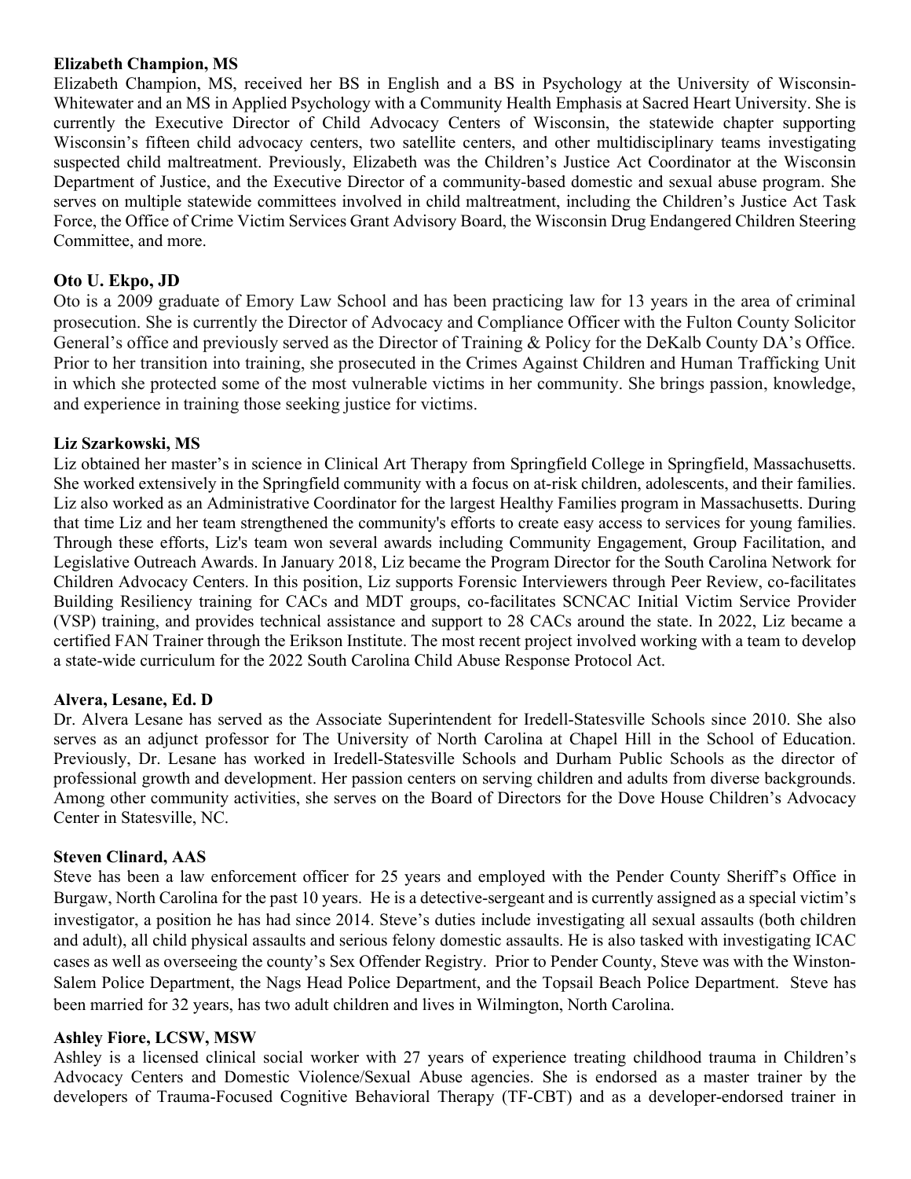**Elizabeth Champion, MS**

Elizabeth Champion, MS, received her BS in English and a BS in Psychology at the University of Wisconsin-Whitewater and an MS in Applied Psychology with a Community Health Emphasis at Sacred Heart University. She is currently the Executive Director of Child Advocacy Centers of Wisconsin, the statewide chapter supporting Wisconsin's fifteen child advocacy centers, two satellite centers, and other multidisciplinary teams investigating suspected child maltreatment. Previously, Elizabeth was the Children's Justice Act Coordinator at the Wisconsin Department of Justice, and the Executive Director of a community-based domestic and sexual abuse program. She serves on multiple statewide committees involved in child maltreatment, including the Children's Justice Act Task Force, the Office of Crime Victim Services Grant Advisory Board, the Wisconsin Drug Endangered Children Steering Committee, and more.

**Oto U. Ekpo, JD**

Oto is a 2009 graduate of Emory Law School and has been practicing law for 13 years in the area of criminal prosecution. She is currently the Director of Advocacy and Compliance Officer with the Fulton County Solicitor General's office and previously served as the Director of Training & Policy for the DeKalb County DA's Office. Prior to her transition into training, she prosecuted in the Crimes Against Children and Human Trafficking Unit in which she protected some of the most vulnerable victims in her community. She brings passion, knowledge, and experience in training those seeking justice for victims.

**Liz Szarkowski, MS**

Liz obtained her master's in science in Clinical Art Therapy from Springfield College in Springfield, Massachusetts. She worked extensively in the Springfield community with a focus on at-risk children, adolescents, and their families. Liz also worked as an Administrative Coordinator for the largest Healthy Families program in Massachusetts. During that time Liz and her team strengthened the community's efforts to create easy access to services for young families. Through these efforts, Liz's team won several awards including Community Engagement, Group Facilitation, and Legislative Outreach Awards. In January 2018, Liz became the Program Director for the South Carolina Network for Children Advocacy Centers. In this position, Liz supports Forensic Interviewers through Peer Review, co-facilitates Building Resiliency training for CACs and MDT groups, co-facilitates SCNCAC Initial Victim Service Provider (VSP) training, and provides technical assistance and support to 28 CACs around the state. In 2022, Liz became a certified FAN Trainer through the Erikson Institute. The most recent project involved working with a team to develop a state-wide curriculum for the 2022 South Carolina Child Abuse Response Protocol Act.

**Alvera, Lesane, Ed. D**

Dr. Alvera Lesane has served as the Associate Superintendent for Iredell-Statesville Schools since 2010. She also serves as an adjunct professor for The University of North Carolina at Chapel Hill in the School of Education. Previously, Dr. Lesane has worked in Iredell-Statesville Schools and Durham Public Schools as the director of professional growth and development. Her passion centers on serving children and adults from diverse backgrounds. Among other community activities, she serves on the Board of Directors for the Dove House Children's Advocacy Center in Statesville, NC.

**Steven Clinard, AAS**

Steve has been a law enforcement officer for 25 years and employed with the Pender County Sheriff's Office in Burgaw, North Carolina for the past 10 years. He is a detective-sergeant and is currently assigned as a special victim's investigator, a position he has had since 2014. Steve's duties include investigating all sexual assaults (both children and adult), all child physical assaults and serious felony domestic assaults. He is also tasked with investigating ICAC cases as well as overseeing the county's Sex Offender Registry. Prior to Pender County, Steve was with the Winston-Salem Police Department, the Nags Head Police Department, and the Topsail Beach Police Department. Steve has been married for 32 years, has two adult children and lives in Wilmington, North Carolina.

**Ashley Fiore, LCSW, MSW**

Ashley is a licensed clinical social worker with 27 years of experience treating childhood trauma in Children's Advocacy Centers and Domestic Violence/Sexual Abuse agencies. She is endorsed as a master trainer by the developers of Trauma-Focused Cognitive Behavioral Therapy (TF-CBT) and as a developer-endorsed trainer in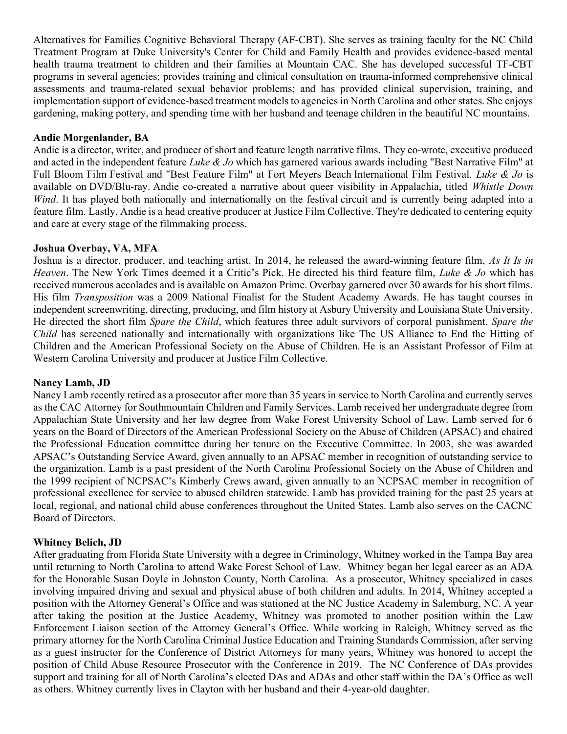Alternatives for Families Cognitive Behavioral Therapy (AF-CBT). She serves as training faculty for the NC Child Treatment Program at Duke University's Center for Child and Family Health and provides evidence-based mental health trauma treatment to children and their families at Mountain CAC. She has developed successful TF-CBT programs in several agencies; provides training and clinical consultation on trauma-informed comprehensive clinical assessments and trauma-related sexual behavior problems; and has provided clinical supervision, training, and implementation support of evidence-based treatment models to agencies in North Carolina and other states. She enjoys gardening, making pottery, and spending time with her husband and teenage children in the beautiful NC mountains.

**Andie Morgenlander, BA**

Andie is a director, writer, and producer of short and feature length narrative films. They co-wrote, executive produced and acted in the independent feature *Luke & Jo* which has garnered various awards including "Best Narrative Film" at Full Bloom Film Festival and "Best Feature Film" at Fort Meyers Beach International Film Festival. *Luke & Jo* is available on DVD/Blu-ray. Andie co-created a narrative about queer visibility in Appalachia, titled *Whistle Down Wind*. It has played both nationally and internationally on the festival circuit and is currently being adapted into a feature film. Lastly, Andie is a head creative producer at Justice Film Collective. They're dedicated to centering equity and care at every stage of the filmmaking process.

**Joshua Overbay, VA, MFA**

Joshua is a director, producer, and teaching artist. In 2014, he released the award-winning feature film, *As It Is in Heaven*. The New York Times deemed it a Critic's Pick. He directed his third feature film, *Luke & Jo* which has received numerous accolades and is available on Amazon Prime. Overbay garnered over 30 awards for his short films. His film *Transposition* was a 2009 National Finalist for the Student Academy Awards. He has taught courses in independent screenwriting, directing, producing, and film history at Asbury University and Louisiana State University. He directed the short film *Spare the Child*, which features three adult survivors of corporal punishment. *Spare the Child* has screened nationally and internationally with organizations like The US Alliance to End the Hitting of Children and the American Professional Society on the Abuse of Children. He is an Assistant Professor of Film at Western Carolina University and producer at Justice Film Collective.

**Nancy Lamb, JD**

Nancy Lamb recently retired as a prosecutor after more than 35 years in service to North Carolina and currently serves as the CAC Attorney for Southmountain Children and Family Services. Lamb received her undergraduate degree from Appalachian State University and her law degree from Wake Forest University School of Law. Lamb served for 6 years on the Board of Directors of the American Professional Society on the Abuse of Children (APSAC) and chaired the Professional Education committee during her tenure on the Executive Committee. In 2003, she was awarded APSAC's Outstanding Service Award, given annually to an APSAC member in recognition of outstanding service to the organization. Lamb is a past president of the North Carolina Professional Society on the Abuse of Children and the 1999 recipient of NCPSAC's Kimberly Crews award, given annually to an NCPSAC member in recognition of professional excellence for service to abused children statewide. Lamb has provided training for the past 25 years at local, regional, and national child abuse conferences throughout the United States. Lamb also serves on the CACNC Board of Directors.

**Whitney Belich, JD**

After graduating from Florida State University with a degree in Criminology, Whitney worked in the Tampa Bay area until returning to North Carolina to attend Wake Forest School of Law. Whitney began her legal career as an ADA for the Honorable Susan Doyle in Johnston County, North Carolina. As a prosecutor, Whitney specialized in cases involving impaired driving and sexual and physical abuse of both children and adults. In 2014, Whitney accepted a position with the Attorney General's Office and was stationed at the NC Justice Academy in Salemburg, NC. A year after taking the position at the Justice Academy, Whitney was promoted to another position within the Law Enforcement Liaison section of the Attorney General's Office. While working in Raleigh, Whitney served as the primary attorney for the North Carolina Criminal Justice Education and Training Standards Commission, after serving as a guest instructor for the Conference of District Attorneys for many years, Whitney was honored to accept the position of Child Abuse Resource Prosecutor with the Conference in 2019. The NC Conference of DAs provides support and training for all of North Carolina's elected DAs and ADAs and other staff within the DA's Office as well as others. Whitney currently lives in Clayton with her husband and their 4-year-old daughter.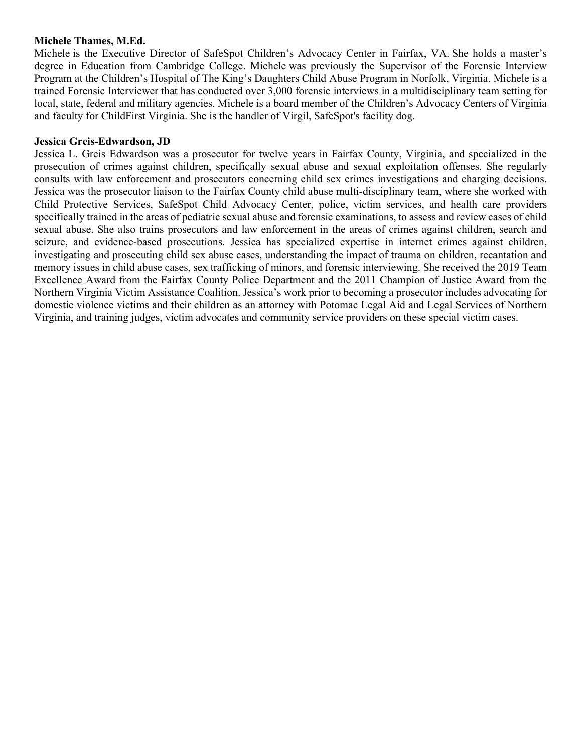**Michele Thames, M.Ed.**

Michele is the Executive Director of SafeSpot Children's Advocacy Center in Fairfax, VA. She holds a master's degree in Education from Cambridge College. Michele was previously the Supervisor of the Forensic Interview Program at the Children's Hospital of The King's Daughters Child Abuse Program in Norfolk, Virginia. Michele is a trained Forensic Interviewer that has conducted over 3,000 forensic interviews in a multidisciplinary team setting for local, state, federal and military agencies. Michele is a board member of the Children's Advocacy Centers of Virginia and faculty for ChildFirst Virginia. She is the handler of Virgil, SafeSpot's facility dog.

**Jessica Greis-Edwardson, JD**

Jessica L. Greis Edwardson was a prosecutor for twelve years in Fairfax County, Virginia, and specialized in the prosecution of crimes against children, specifically sexual abuse and sexual exploitation offenses. She regularly consults with law enforcement and prosecutors concerning child sex crimes investigations and charging decisions. Jessica was the prosecutor liaison to the Fairfax County child abuse multi-disciplinary team, where she worked with Child Protective Services, SafeSpot Child Advocacy Center, police, victim services, and health care providers specifically trained in the areas of pediatric sexual abuse and forensic examinations, to assess and review cases of child sexual abuse. She also trains prosecutors and law enforcement in the areas of crimes against children, search and seizure, and evidence-based prosecutions. Jessica has specialized expertise in internet crimes against children, investigating and prosecuting child sex abuse cases, understanding the impact of trauma on children, recantation and memory issues in child abuse cases, sex trafficking of minors, and forensic interviewing. She received the 2019 Team Excellence Award from the Fairfax County Police Department and the 2011 Champion of Justice Award from the Northern Virginia Victim Assistance Coalition. Jessica's work prior to becoming a prosecutor includes advocating for domestic violence victims and their children as an attorney with Potomac Legal Aid and Legal Services of Northern Virginia, and training judges, victim advocates and community service providers on these special victim cases.